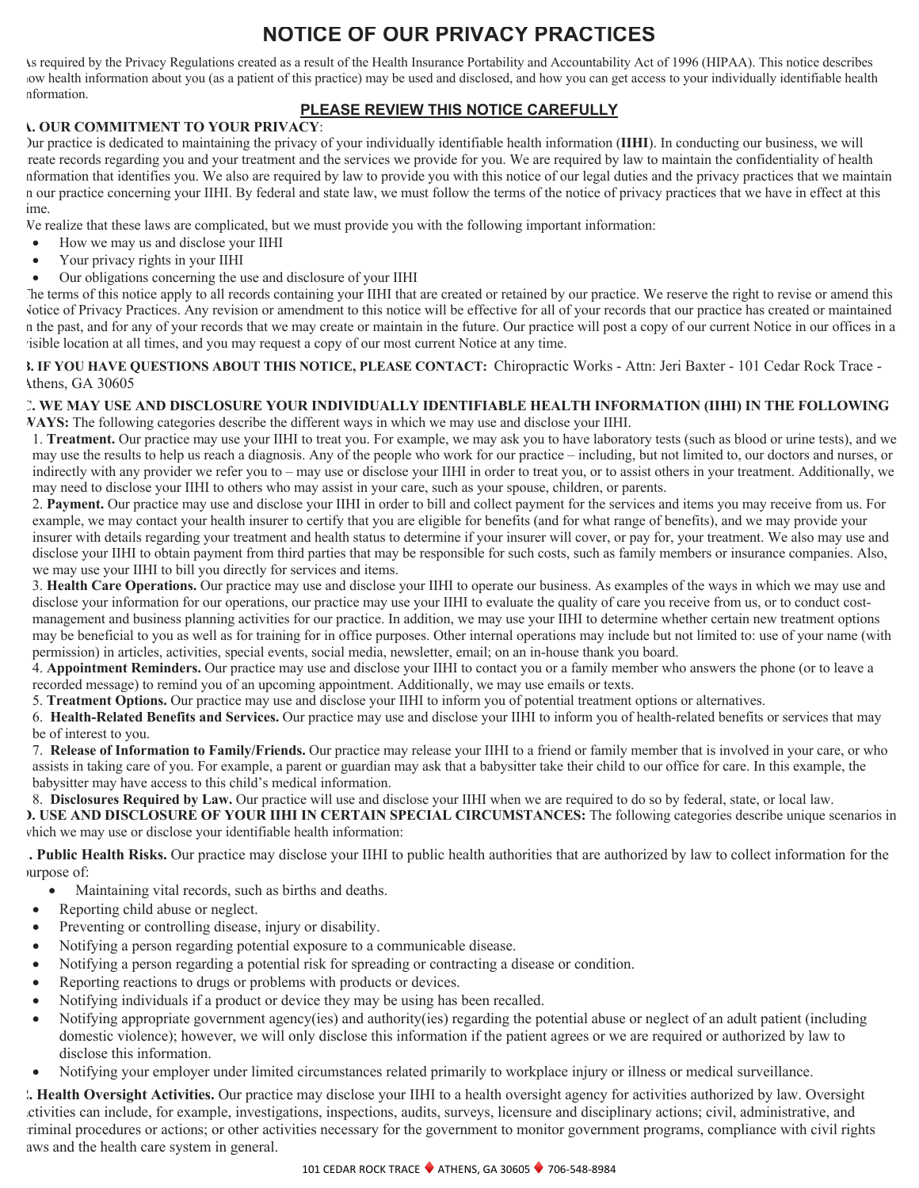# NOTICE OF OUR PRIVACY PRACTICES

As required by the Privacy Regulations created as a result of the Health Insurance Portability and Accountability Act of 1996 (HIPAA). This notice describes how health information about you (as a patient of this practice) may be used and disclosed, and how you can get access to your individually identifiable health information.

## PLEASE REVIEW THIS NOTICE CAREFULLY

**A. OUR COMMITMENT TO YOUR PRIVACY**:

Our practice is dedicated to maintaining the privacy of your individually identifiable health information (**IIHI**). In conducting our business, we will create records regarding you and your treatment and the services we provide for you. We are required by law to maintain the confidentiality of health information that identifies you. We also are required by law to provide you with this notice of our legal duties and the privacy practices that we maintain in our practice concerning your IIHI. By federal and state law, we must follow the terms of the notice of privacy practices that we have in effect at this time.

We realize that these laws are complicated, but we must provide you with the following important information:

- How we may us and disclose your IIHI
- Your privacy rights in your IIHI
- Our obligations concerning the use and disclosure of your IIHI

The terms of this notice apply to all records containing your IIHI that are created or retained by our practice. We reserve the right to revise or amend this Notice of Privacy Practices. Any revision or amendment to this notice will be effective for all of your records that our practice has created or maintained in the past, and for any of your records that we may create or maintain in the future. Our practice will post a copy of our current Notice in our offices in a visible location at all times, and you may request a copy of our most current Notice at any time.

**B. IF YOU HAVE QUESTIONS ABOUT THIS NOTICE, PLEASE CONTACT:** Chiropractic Works - Attn: Jeri Baxter - 101 Cedar Rock Trace - Athens, GA 30605

**C. WE MAY USE AND DISCLOSURE YOUR INDIVIDUALLY IDENTIFIABLE HEALTH INFORMATION (IIHI) IN THE FOLLOWING WAYS:** The following categories describe the different ways in which we may use and disclose your IIHI.

1. **Treatment.** Our practice may use your IIHI to treat you. For example, we may ask you to have laboratory tests (such as blood or urine tests), and we may use the results to help us reach a diagnosis. Any of the people who work for our practice – including, but not limited to, our doctors and nurses, or indirectly with any provider we refer you to – may use or disclose your IIHI in order to treat you, or to assist others in your treatment. Additionally, we may need to disclose your IIHI to others who may assist in your care, such as your spouse, children, or parents.
2. **Payment.** Our practice may use and disclose your IIHI in order to bill and collect payment for the services and items you may receive from us. For example, we may contact your health insurer to certify that you are eligible for benefits (and for what range of benefits), and we may provide your insurer with details regarding your treatment and health status to determine if your insurer will cover, or pay for, your treatment. We also may use and disclose your IIHI to obtain payment from third parties that may be responsible for such costs, such as family members or insurance companies. Also, we may use your IIHI to bill you directly for services and items.
3. **Health Care Operations.** Our practice may use and disclose your IIHI to operate our business. As examples of the ways in which we may use and disclose your information for our operations, our practice may use your IIHI to evaluate the quality of care you receive from us, or to conduct cost-management and business planning activities for our practice. In addition, we may use your IIHI to determine whether certain new treatment options may be beneficial to you as well as for training for in office purposes. Other internal operations may include but not limited to: use of your name (with permission) in articles, activities, special events, social media, newsletter, email; on an in-house thank you board.
4. **Appointment Reminders.** Our practice may use and disclose your IIHI to contact you or a family member who answers the phone (or to leave a recorded message) to remind you of an upcoming appointment. Additionally, we may use emails or texts.
5. **Treatment Options.** Our practice may use and disclose your IIHI to inform you of potential treatment options or alternatives.
6. **Health-Related Benefits and Services.** Our practice may use and disclose your IIHI to inform you of health-related benefits or services that may be of interest to you.
7. **Release of Information to Family/Friends.** Our practice may release your IIHI to a friend or family member that is involved in your care, or who assists in taking care of you. For example, a parent or guardian may ask that a babysitter take their child to our office for care. In this example, the babysitter may have access to this child's medical information.
8. **Disclosures Required by Law.** Our practice will use and disclose your IIHI when we are required to do so by federal, state, or local law.

**D. USE AND DISCLOSURE OF YOUR IIHI IN CERTAIN SPECIAL CIRCUMSTANCES:** The following categories describe unique scenarios in which we may use or disclose your identifiable health information:

1. **Public Health Risks.** Our practice may disclose your IIHI to public health authorities that are authorized by law to collect information for the purpose of:
   - Maintaining vital records, such as births and deaths.
   - Reporting child abuse or neglect.
   - Preventing or controlling disease, injury or disability.
   - Notifying a person regarding potential exposure to a communicable disease.
   - Notifying a person regarding a potential risk for spreading or contracting a disease or condition.
   - Reporting reactions to drugs or problems with products or devices.
   - Notifying individuals if a product or device they may be using has been recalled.
   - Notifying appropriate government agency(ies) and authority(ies) regarding the potential abuse or neglect of an adult patient (including domestic violence); however, we will only disclose this information if the patient agrees or we are required or authorized by law to disclose this information.
   - Notifying your employer under limited circumstances related primarily to workplace injury or illness or medical surveillance.
2. **Health Oversight Activities.** Our practice may disclose your IIHI to a health oversight agency for activities authorized by law. Oversight activities can include, for example, investigations, inspections, audits, surveys, licensure and disciplinary actions; civil, administrative, and criminal procedures or actions; or other activities necessary for the government to monitor government programs, compliance with civil rights laws and the health care system in general.

101 CEDAR ROCK TRACE ♦ ATHENS, GA 30605 ♦ 706-548-8984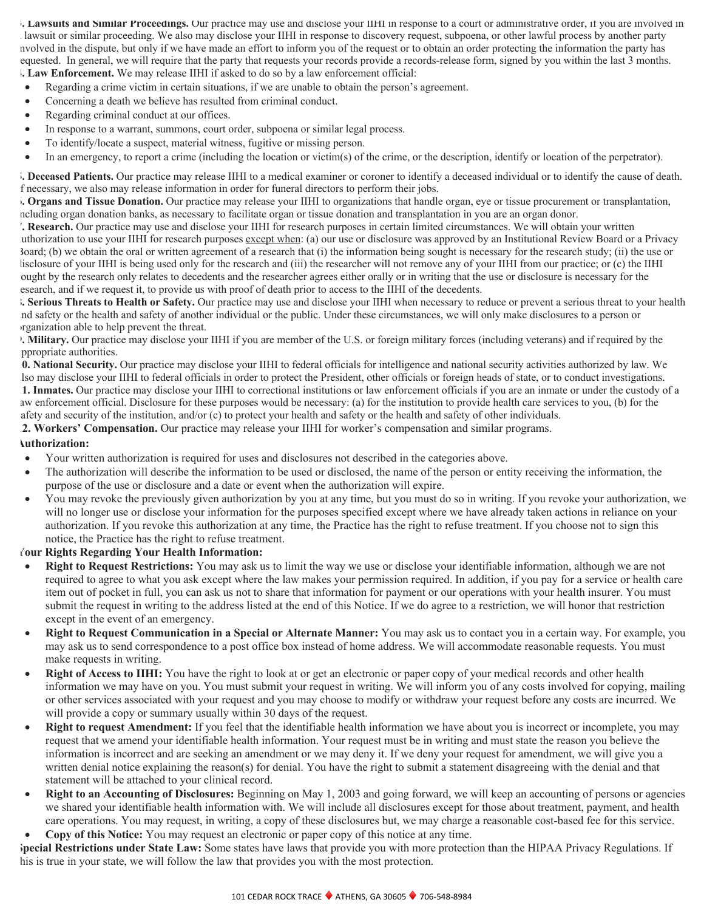**3. Lawsuits and Similar Proceedings.** Our practice may use and disclose your IIHI in response to a court or administrative order, if you are involved in a lawsuit or similar proceeding. We also may disclose your IIHI in response to discovery request, subpoena, or other lawful process by another party involved in the dispute, but only if we have made an effort to inform you of the request or to obtain an order protecting the information the party has requested. In general, we will require that the party that requests your records provide a records-release form, signed by you within the last 3 months.

**4. Law Enforcement.** We may release IIHI if asked to do so by a law enforcement official:

- Regarding a crime victim in certain situations, if we are unable to obtain the person's agreement.
- Concerning a death we believe has resulted from criminal conduct.
- Regarding criminal conduct at our offices.
- In response to a warrant, summons, court order, subpoena or similar legal process.
- To identify/locate a suspect, material witness, fugitive or missing person.
- In an emergency, to report a crime (including the location or victim(s) of the crime, or the description, identify or location of the perpetrator).

**5. Deceased Patients.** Our practice may release IIHI to a medical examiner or coroner to identify a deceased individual or to identify the cause of death. If necessary, we also may release information in order for funeral directors to perform their jobs.

**6. Organs and Tissue Donation.** Our practice may release your IIHI to organizations that handle organ, eye or tissue procurement or transplantation, including organ donation banks, as necessary to facilitate organ or tissue donation and transplantation in you are an organ donor.

**7. Research.** Our practice may use and disclose your IIHI for research purposes in certain limited circumstances. We will obtain your written authorization to use your IIHI for research purposes except when: (a) our use or disclosure was approved by an Institutional Review Board or a Privacy Board; (b) we obtain the oral or written agreement of a research that (i) the information being sought is necessary for the research study; (ii) the use or disclosure of your IIHI is being used only for the research and (iii) the researcher will not remove any of your IIHI from our practice; or (c) the IIHI sought by the research only relates to decedents and the researcher agrees either orally or in writing that the use or disclosure is necessary for the research, and if we request it, to provide us with proof of death prior to access to the IIHI of the decedents.

**8. Serious Threats to Health or Safety.** Our practice may use and disclose your IIHI when necessary to reduce or prevent a serious threat to your health and safety or the health and safety of another individual or the public. Under these circumstances, we will only make disclosures to a person or organization able to help prevent the threat.

**9. Military.** Our practice may disclose your IIHI if you are member of the U.S. or foreign military forces (including veterans) and if required by the appropriate authorities.

**10. National Security.** Our practice may disclose your IIHI to federal officials for intelligence and national security activities authorized by law. We also may disclose your IIHI to federal officials in order to protect the President, other officials or foreign heads of state, or to conduct investigations.

**11. Inmates.** Our practice may disclose your IIHI to correctional institutions or law enforcement officials if you are an inmate or under the custody of a law enforcement official. Disclosure for these purposes would be necessary: (a) for the institution to provide health care services to you, (b) for the safety and security of the institution, and/or (c) to protect your health and safety or the health and safety of other individuals.

**12. Workers' Compensation.** Our practice may release your IIHI for worker's compensation and similar programs.

**Authorization:**

- Your written authorization is required for uses and disclosures not described in the categories above.
- The authorization will describe the information to be used or disclosed, the name of the person or entity receiving the information, the purpose of the use or disclosure and a date or event when the authorization will expire.
- You may revoke the previously given authorization by you at any time, but you must do so in writing. If you revoke your authorization, we will no longer use or disclose your information for the purposes specified except where we have already taken actions in reliance on your authorization. If you revoke this authorization at any time, the Practice has the right to refuse treatment. If you choose not to sign this notice, the Practice has the right to refuse treatment.

**Your Rights Regarding Your Health Information:**

- **Right to Request Restrictions:** You may ask us to limit the way we use or disclose your identifiable information, although we are not required to agree to what you ask except where the law makes your permission required. In addition, if you pay for a service or health care item out of pocket in full, you can ask us not to share that information for payment or our operations with your health insurer. You must submit the request in writing to the address listed at the end of this Notice. If we do agree to a restriction, we will honor that restriction except in the event of an emergency.
- **Right to Request Communication in a Special or Alternate Manner:** You may ask us to contact you in a certain way. For example, you may ask us to send correspondence to a post office box instead of home address. We will accommodate reasonable requests. You must make requests in writing.
- **Right of Access to IIHI:** You have the right to look at or get an electronic or paper copy of your medical records and other health information we may have on you. You must submit your request in writing. We will inform you of any costs involved for copying, mailing or other services associated with your request and you may choose to modify or withdraw your request before any costs are incurred. We will provide a copy or summary usually within 30 days of the request.
- **Right to request Amendment:** If you feel that the identifiable health information we have about you is incorrect or incomplete, you may request that we amend your identifiable health information. Your request must be in writing and must state the reason you believe the information is incorrect and are seeking an amendment or we may deny it. If we deny your request for amendment, we will give you a written denial notice explaining the reason(s) for denial. You have the right to submit a statement disagreeing with the denial and that statement will be attached to your clinical record.
- **Right to an Accounting of Disclosures:** Beginning on May 1, 2003 and going forward, we will keep an accounting of persons or agencies we shared your identifiable health information with. We will include all disclosures except for those about treatment, payment, and health care operations. You may request, in writing, a copy of these disclosures but, we may charge a reasonable cost-based fee for this service.
- **Copy of this Notice:** You may request an electronic or paper copy of this notice at any time.

**Special Restrictions under State Law:** Some states have laws that provide you with more protection than the HIPAA Privacy Regulations. If this is true in your state, we will follow the law that provides you with the most protection.

101 CEDAR ROCK TRACE ♦ ATHENS, GA 30605 ♦ 706-548-8984